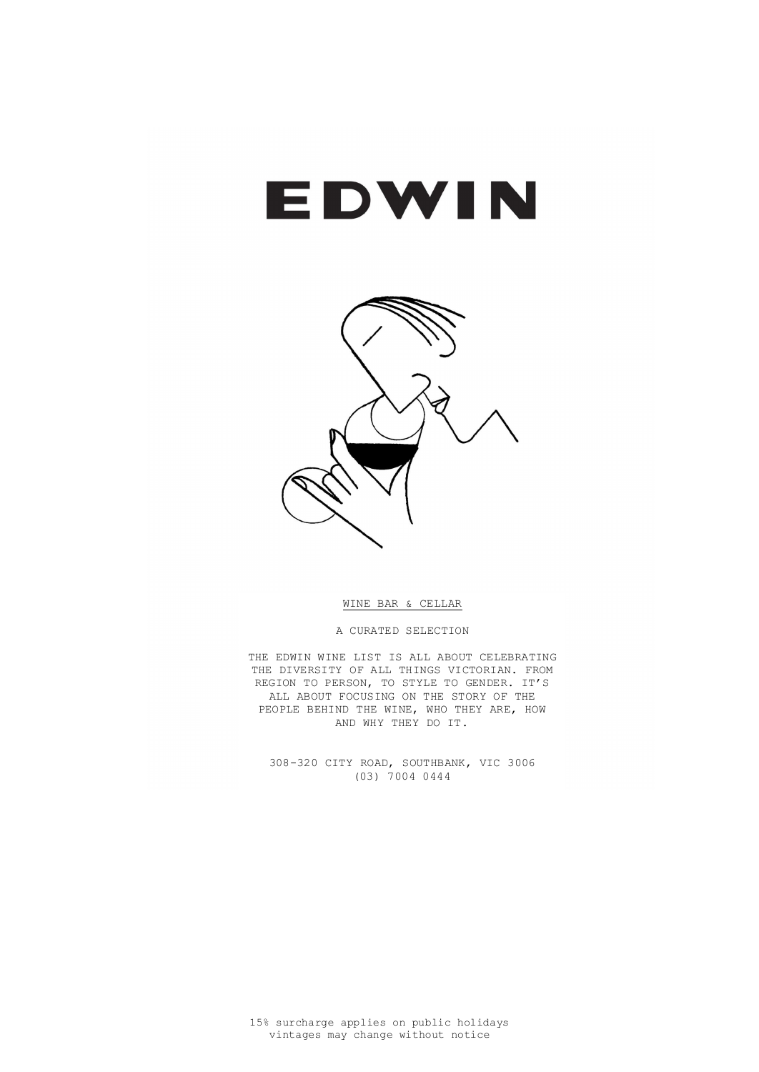# EDWIN

WINE BAR & CELLAR

A CURATED SELECTION

THE EDWIN WINE LIST IS ALL ABOUT CELEBRATING THE DIVERSITY OF ALL THINGS VICTORIAN. FROM REGION TO PERSON, TO STYLE TO GENDER. IT'S ALL ABOUT FOCUSING ON THE STORY OF THE PEOPLE BEHIND THE WINE, WHO THEY ARE, HOW AND WHY THEY DO IT.

308-320 CITY ROAD, SOUTHBANK, VIC 3006
(03) 7004 0444

15% surcharge applies on public holidays
vintages may change without notice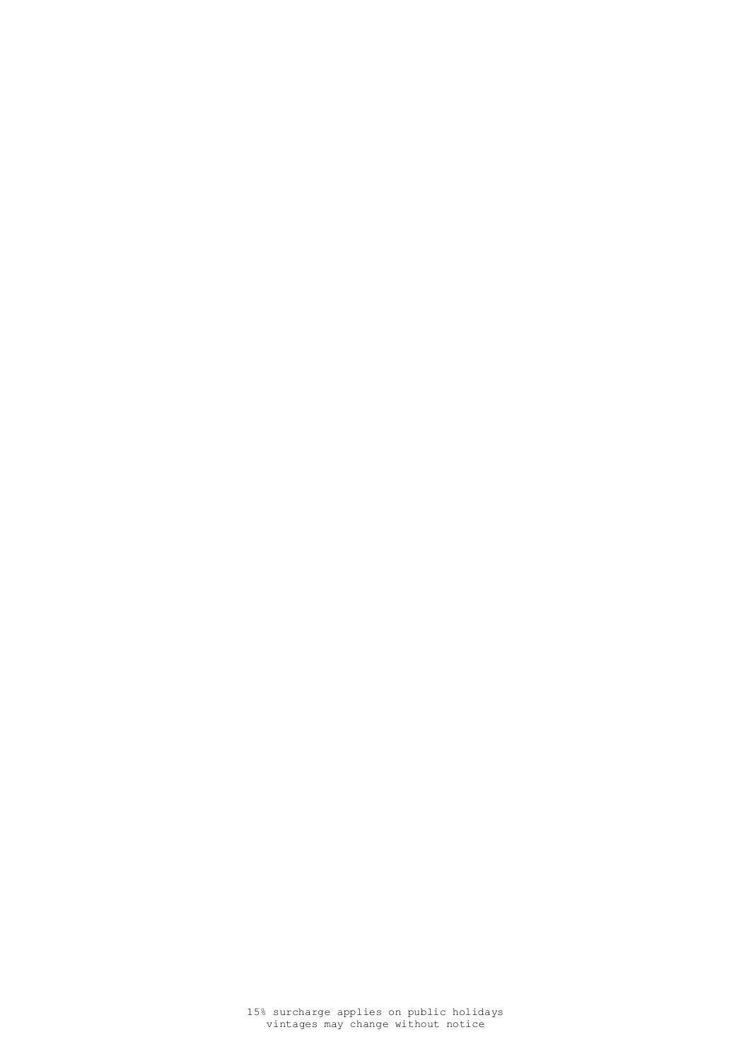15% surcharge applies on public holidays
vintages may change without notice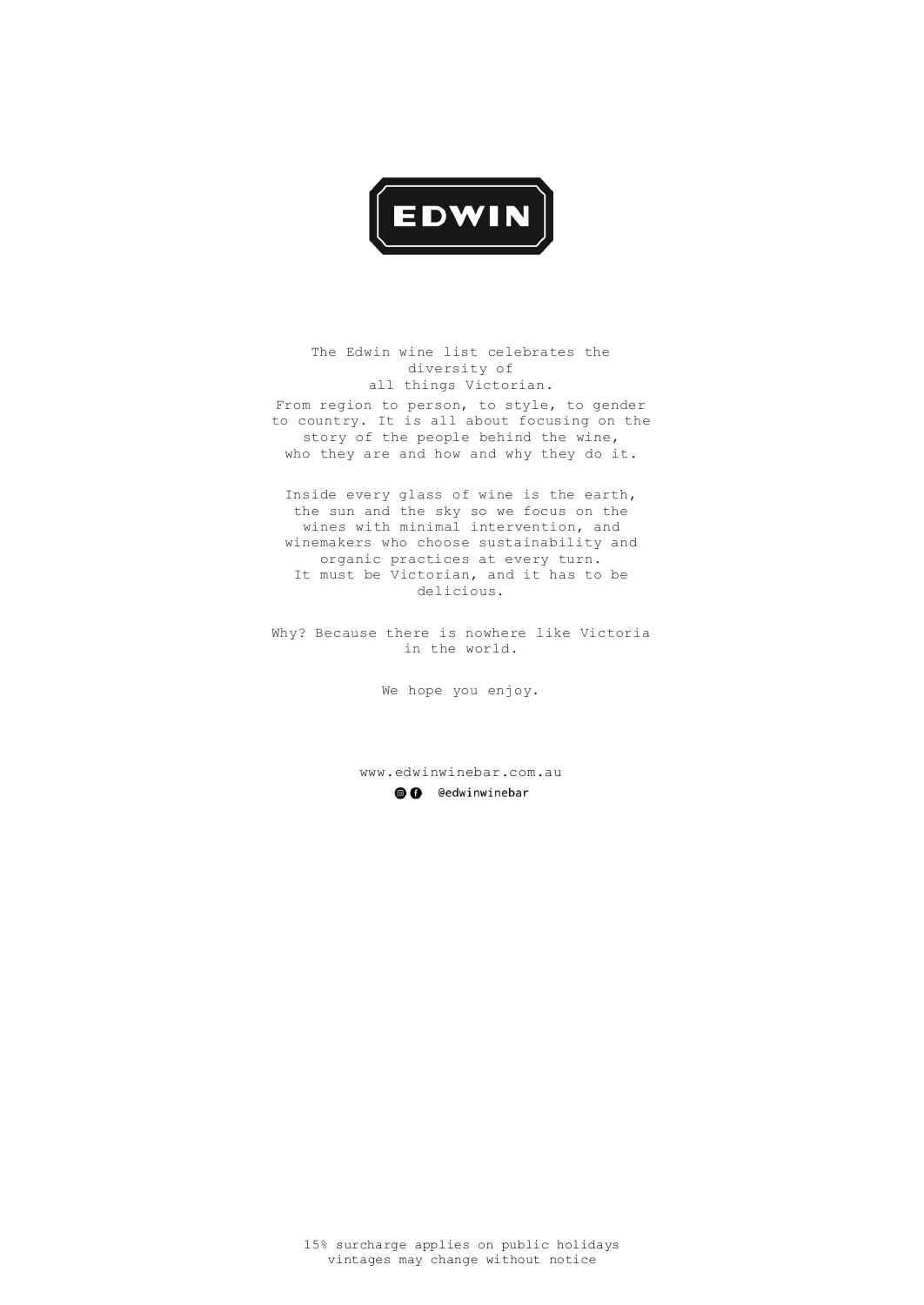# EDWIN

The Edwin wine list celebrates the diversity of all things Victorian.

From region to person, to style, to gender to country. It is all about focusing on the story of the people behind the wine, who they are and how and why they do it.

Inside every glass of wine is the earth, the sun and the sky so we focus on the wines with minimal intervention, and winemakers who choose sustainability and organic practices at every turn. It must be Victorian, and it has to be delicious.

Why? Because there is nowhere like Victoria in the world.

We hope you enjoy.

www.edwinwinebar.com.au

@edwinwinebar

15% surcharge applies on public holidays
vintages may change without notice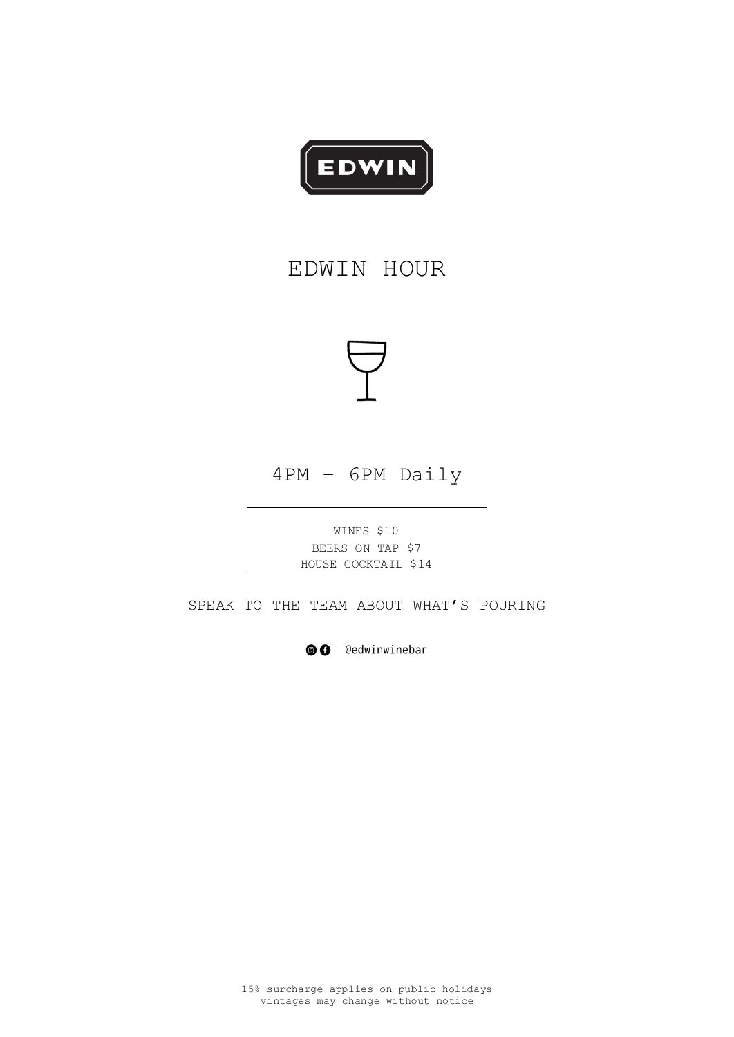EDWIN

# EDWIN HOUR

## 4PM – 6PM Daily

---

WINES $10
BEERS ON TAP $7
HOUSE COCKTAIL $14

---

SPEAK TO THE TEAM ABOUT WHAT'S POURING

@edwinwinebar

15% surcharge applies on public holidays
vintages may change without notice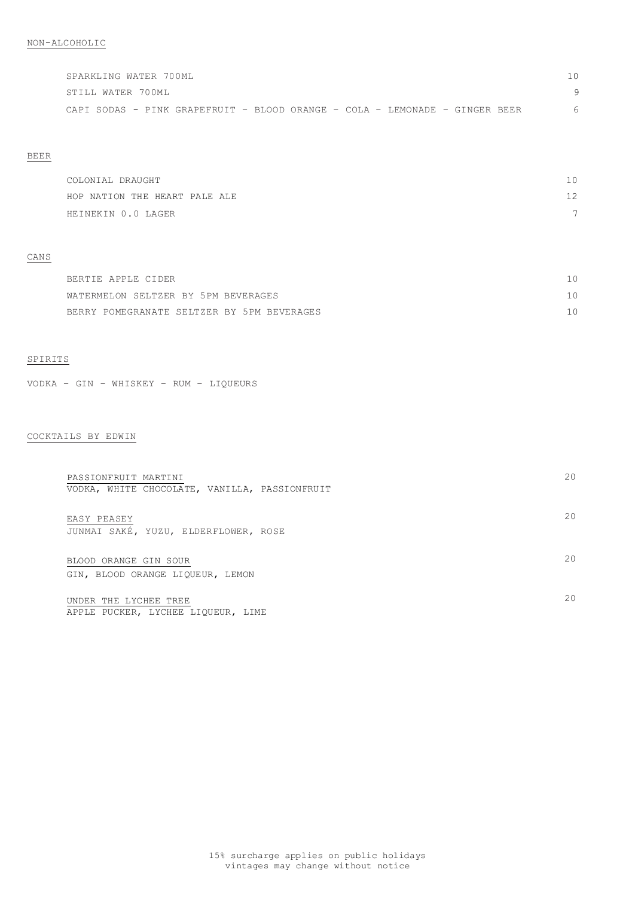## NON-ALCOHOLIC

| | |
|---|---|
| SPARKLING WATER 700ML | 10 |
| STILL WATER 700ML | 9 |
| CAPI SODAS - PINK GRAPEFRUIT – BLOOD ORANGE – COLA – LEMONADE – GINGER BEER | 6 |

## BEER

| | |
|---|---|
| COLONIAL DRAUGHT | 10 |
| HOP NATION THE HEART PALE ALE | 12 |
| HEINEKIN 0.0 LAGER | 7 |

## CANS

| | |
|---|---|
| BERTIE APPLE CIDER | 10 |
| WATERMELON SELTZER BY 5PM BEVERAGES | 10 |
| BERRY POMEGRANATE SELTZER BY 5PM BEVERAGES | 10 |

## SPIRITS

VODKA – GIN – WHISKEY – RUM – LIQUEURS

## COCKTAILS BY EDWIN

PASSIONFRUIT MARTINI — 20
VODKA, WHITE CHOCOLATE, VANILLA, PASSIONFRUIT

EASY PEASEY — 20
JUNMAI SAKÉ, YUZU, ELDERFLOWER, ROSE

BLOOD ORANGE GIN SOUR — 20
GIN, BLOOD ORANGE LIQUEUR, LEMON

UNDER THE LYCHEE TREE — 20
APPLE PUCKER, LYCHEE LIQUEUR, LIME

15% surcharge applies on public holidays
vintages may change without notice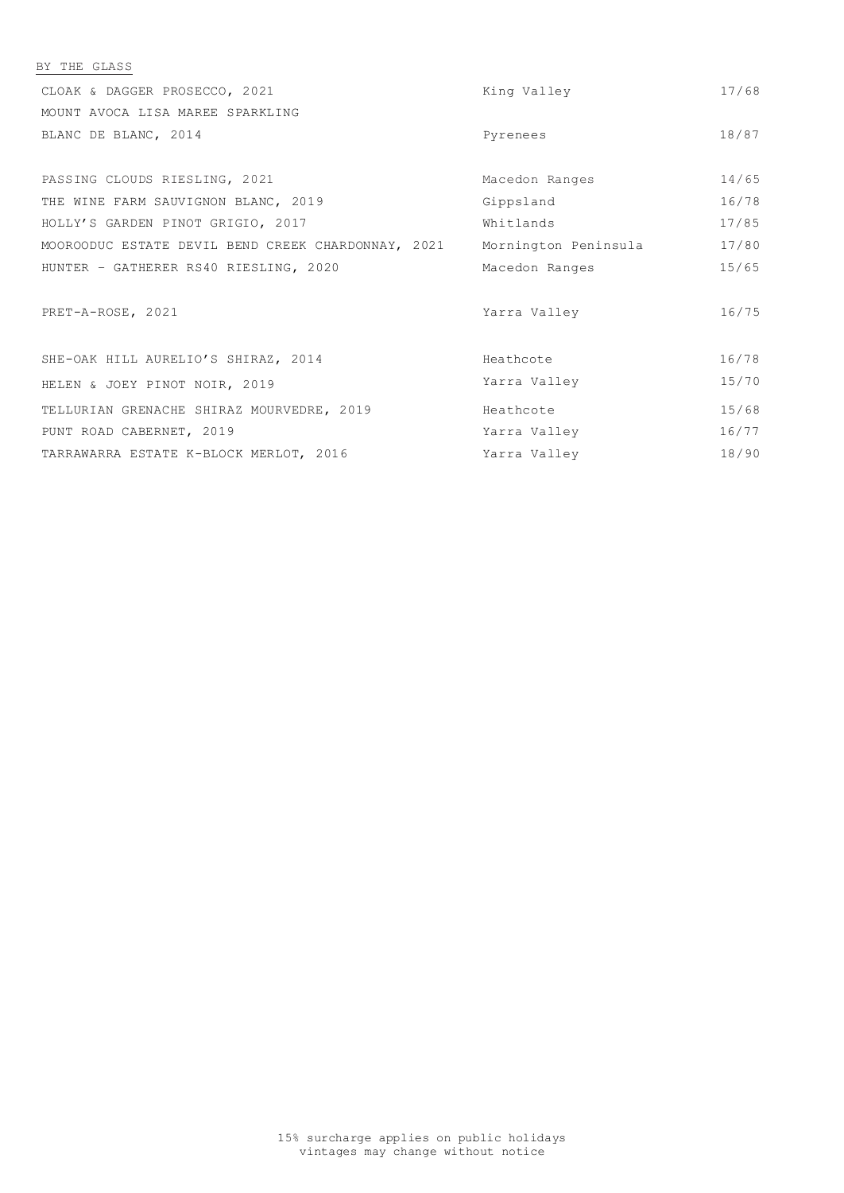## BY THE GLASS

| | | |
|---|---|---|
| CLOAK & DAGGER PROSECCO, 2021 | King Valley | 17/68 |
| MOUNT AVOCA LISA MAREE SPARKLING BLANC DE BLANC, 2014 | Pyrenees | 18/87 |
| | | |
| PASSING CLOUDS RIESLING, 2021 | Macedon Ranges | 14/65 |
| THE WINE FARM SAUVIGNON BLANC, 2019 | Gippsland | 16/78 |
| HOLLY'S GARDEN PINOT GRIGIO, 2017 | Whitlands | 17/85 |
| MOOROODUC ESTATE DEVIL BEND CREEK CHARDONNAY, 2021 | Mornington Peninsula | 17/80 |
| HUNTER - GATHERER RS40 RIESLING, 2020 | Macedon Ranges | 15/65 |
| | | |
| PRET-A-ROSE, 2021 | Yarra Valley | 16/75 |
| | | |
| SHE-OAK HILL AURELIO'S SHIRAZ, 2014 | Heathcote | 16/78 |
| HELEN & JOEY PINOT NOIR, 2019 | Yarra Valley | 15/70 |
| TELLURIAN GRENACHE SHIRAZ MOURVEDRE, 2019 | Heathcote | 15/68 |
| PUNT ROAD CABERNET, 2019 | Yarra Valley | 16/77 |
| TARRAWARRA ESTATE K-BLOCK MERLOT, 2016 | Yarra Valley | 18/90 |

15% surcharge applies on public holidays
vintages may change without notice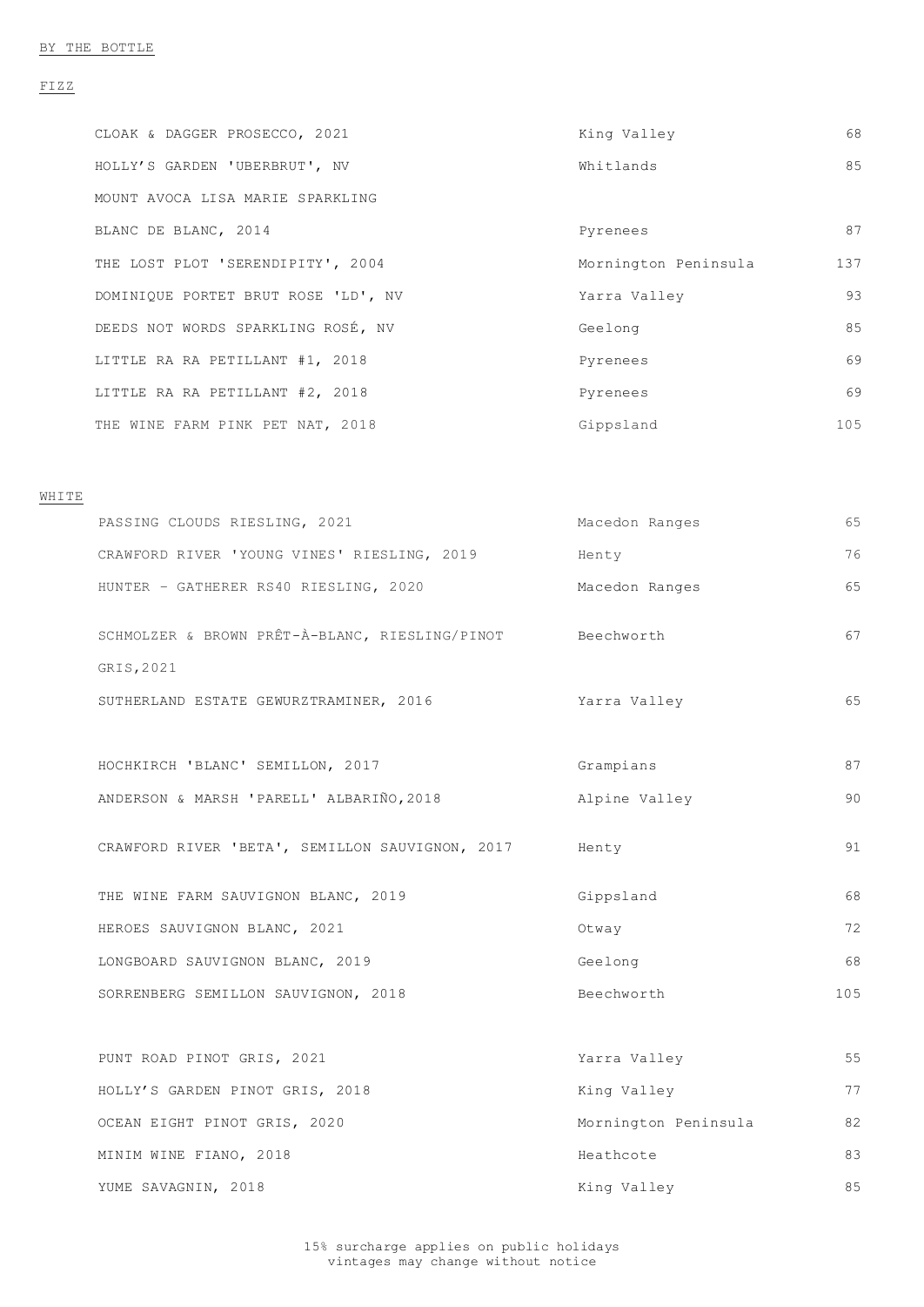BY THE BOTTLE

## FIZZ

| | | |
|---|---|---|
| CLOAK & DAGGER PROSECCO, 2021 | King Valley | 68 |
| HOLLY'S GARDEN 'UBERBRUT', NV | Whitlands | 85 |
| MOUNT AVOCA LISA MARIE SPARKLING BLANC DE BLANC, 2014 | Pyrenees | 87 |
| THE LOST PLOT 'SERENDIPITY', 2004 | Mornington Peninsula | 137 |
| DOMINIQUE PORTET BRUT ROSE 'LD', NV | Yarra Valley | 93 |
| DEEDS NOT WORDS SPARKLING ROSÉ, NV | Geelong | 85 |
| LITTLE RA RA PETILLANT #1, 2018 | Pyrenees | 69 |
| LITTLE RA RA PETILLANT #2, 2018 | Pyrenees | 69 |
| THE WINE FARM PINK PET NAT, 2018 | Gippsland | 105 |

## WHITE

| | | |
|---|---|---|
| PASSING CLOUDS RIESLING, 2021 | Macedon Ranges | 65 |
| CRAWFORD RIVER 'YOUNG VINES' RIESLING, 2019 | Henty | 76 |
| HUNTER - GATHERER RS40 RIESLING, 2020 | Macedon Ranges | 65 |
| SCHMOLZER & BROWN PRÊT-À-BLANC, RIESLING/PINOT GRIS, 2021 | Beechworth | 67 |
| SUTHERLAND ESTATE GEWURZTRAMINER, 2016 | Yarra Valley | 65 |
| HOCHKIRCH 'BLANC' SEMILLON, 2017 | Grampians | 87 |
| ANDERSON & MARSH 'PARELL' ALBARIÑO, 2018 | Alpine Valley | 90 |
| CRAWFORD RIVER 'BETA', SEMILLON SAUVIGNON, 2017 | Henty | 91 |
| THE WINE FARM SAUVIGNON BLANC, 2019 | Gippsland | 68 |
| HEROES SAUVIGNON BLANC, 2021 | Otway | 72 |
| LONGBOARD SAUVIGNON BLANC, 2019 | Geelong | 68 |
| SORRENBERG SEMILLON SAUVIGNON, 2018 | Beechworth | 105 |
| PUNT ROAD PINOT GRIS, 2021 | Yarra Valley | 55 |
| HOLLY'S GARDEN PINOT GRIS, 2018 | King Valley | 77 |
| OCEAN EIGHT PINOT GRIS, 2020 | Mornington Peninsula | 82 |
| MINIM WINE FIANO, 2018 | Heathcote | 83 |
| YUME SAVAGNIN, 2018 | King Valley | 85 |

15% surcharge applies on public holidays
vintages may change without notice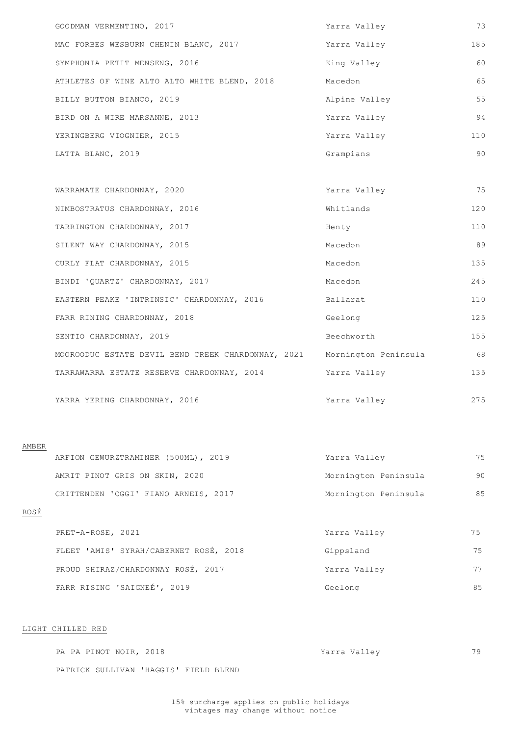| | | |
|---|---|---|
| GOODMAN VERMENTINO, 2017 | Yarra Valley | 73 |
| MAC FORBES WESBURN CHENIN BLANC, 2017 | Yarra Valley | 185 |
| SYMPHONIA PETIT MENSENG, 2016 | King Valley | 60 |
| ATHLETES OF WINE ALTO ALTO WHITE BLEND, 2018 | Macedon | 65 |
| BILLY BUTTON BIANCO, 2019 | Alpine Valley | 55 |
| BIRD ON A WIRE MARSANNE, 2013 | Yarra Valley | 94 |
| YERINGBERG VIOGNIER, 2015 | Yarra Valley | 110 |
| LATTA BLANC, 2019 | Grampians | 90 |

| | | |
|---|---|---|
| WARRAMATE CHARDONNAY, 2020 | Yarra Valley | 75 |
| NIMBOSTRATUS CHARDONNAY, 2016 | Whitlands | 120 |
| TARRINGTON CHARDONNAY, 2017 | Henty | 110 |
| SILENT WAY CHARDONNAY, 2015 | Macedon | 89 |
| CURLY FLAT CHARDONNAY, 2015 | Macedon | 135 |
| BINDI 'QUARTZ' CHARDONNAY, 2017 | Macedon | 245 |
| EASTERN PEAKE 'INTRINSIC' CHARDONNAY, 2016 | Ballarat | 110 |
| FARR RINING CHARDONNAY, 2018 | Geelong | 125 |
| SENTIO CHARDONNAY, 2019 | Beechworth | 155 |
| MOOROODUC ESTATE DEVIL BEND CREEK CHARDONNAY, 2021 | Mornington Peninsula | 68 |
| TARRAWARRA ESTATE RESERVE CHARDONNAY, 2014 | Yarra Valley | 135 |
| YARRA YERING CHARDONNAY, 2016 | Yarra Valley | 275 |

## AMBER

| | | |
|---|---|---|
| ARFION GEWURZTRAMINER (500ML), 2019 | Yarra Valley | 75 |
| AMRIT PINOT GRIS ON SKIN, 2020 | Mornington Peninsula | 90 |
| CRITTENDEN 'OGGI' FIANO ARNEIS, 2017 | Mornington Peninsula | 85 |

## ROSÉ

| | | |
|---|---|---|
| PRET-A-ROSE, 2021 | Yarra Valley | 75 |
| FLEET 'AMIS' SYRAH/CABERNET ROSÉ, 2018 | Gippsland | 75 |
| PROUD SHIRAZ/CHARDONNAY ROSÉ, 2017 | Yarra Valley | 77 |
| FARR RISING 'SAIGNEÉ', 2019 | Geelong | 85 |

## LIGHT CHILLED RED

| | | |
|---|---|---|
| PA PA PINOT NOIR, 2018 | Yarra Valley | 79 |
| PATRICK SULLIVAN 'HAGGIS' FIELD BLEND | | |

15% surcharge applies on public holidays
vintages may change without notice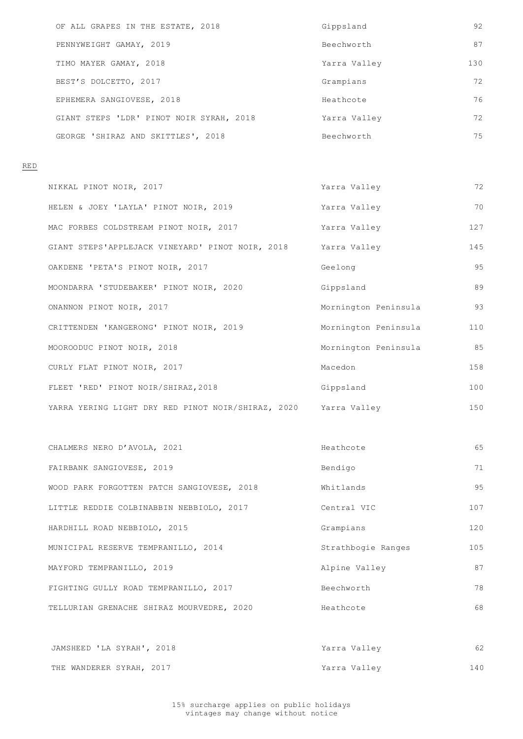| | | |
|---|---|---|
| OF ALL GRAPES IN THE ESTATE, 2018 | Gippsland | 92 |
| PENNYWEIGHT GAMAY, 2019 | Beechworth | 87 |
| TIMO MAYER GAMAY, 2018 | Yarra Valley | 130 |
| BEST'S DOLCETTO, 2017 | Grampians | 72 |
| EPHEMERA SANGIOVESE, 2018 | Heathcote | 76 |
| GIANT STEPS 'LDR' PINOT NOIR SYRAH, 2018 | Yarra Valley | 72 |
| GEORGE 'SHIRAZ AND SKITTLES', 2018 | Beechworth | 75 |

RED

| | | |
|---|---|---|
| NIKKAL PINOT NOIR, 2017 | Yarra Valley | 72 |
| HELEN & JOEY 'LAYLA' PINOT NOIR, 2019 | Yarra Valley | 70 |
| MAC FORBES COLDSTREAM PINOT NOIR, 2017 | Yarra Valley | 127 |
| GIANT STEPS'APPLEJACK VINEYARD' PINOT NOIR, 2018 | Yarra Valley | 145 |
| OAKDENE 'PETA'S PINOT NOIR, 2017 | Geelong | 95 |
| MOONDARRA 'STUDEBAKER' PINOT NOIR, 2020 | Gippsland | 89 |
| ONANNON PINOT NOIR, 2017 | Mornington Peninsula | 93 |
| CRITTENDEN 'KANGERONG' PINOT NOIR, 2019 | Mornington Peninsula | 110 |
| MOOROODUC PINOT NOIR, 2018 | Mornington Peninsula | 85 |
| CURLY FLAT PINOT NOIR, 2017 | Macedon | 158 |
| FLEET 'RED' PINOT NOIR/SHIRAZ,2018 | Gippsland | 100 |
| YARRA YERING LIGHT DRY RED PINOT NOIR/SHIRAZ, 2020 | Yarra Valley | 150 |

| | | |
|---|---|---|
| CHALMERS NERO D'AVOLA, 2021 | Heathcote | 65 |
| FAIRBANK SANGIOVESE, 2019 | Bendigo | 71 |
| WOOD PARK FORGOTTEN PATCH SANGIOVESE, 2018 | Whitlands | 95 |
| LITTLE REDDIE COLBINABBIN NEBBIOLO, 2017 | Central VIC | 107 |
| HARDHILL ROAD NEBBIOLO, 2015 | Grampians | 120 |
| MUNICIPAL RESERVE TEMPRANILLO, 2014 | Strathbogie Ranges | 105 |
| MAYFORD TEMPRANILLO, 2019 | Alpine Valley | 87 |
| FIGHTING GULLY ROAD TEMPRANILLO, 2017 | Beechworth | 78 |
| TELLURIAN GRENACHE SHIRAZ MOURVEDRE, 2020 | Heathcote | 68 |

| | | |
|---|---|---|
| JAMSHEED 'LA SYRAH', 2018 | Yarra Valley | 62 |
| THE WANDERER SYRAH, 2017 | Yarra Valley | 140 |

15% surcharge applies on public holidays
vintages may change without notice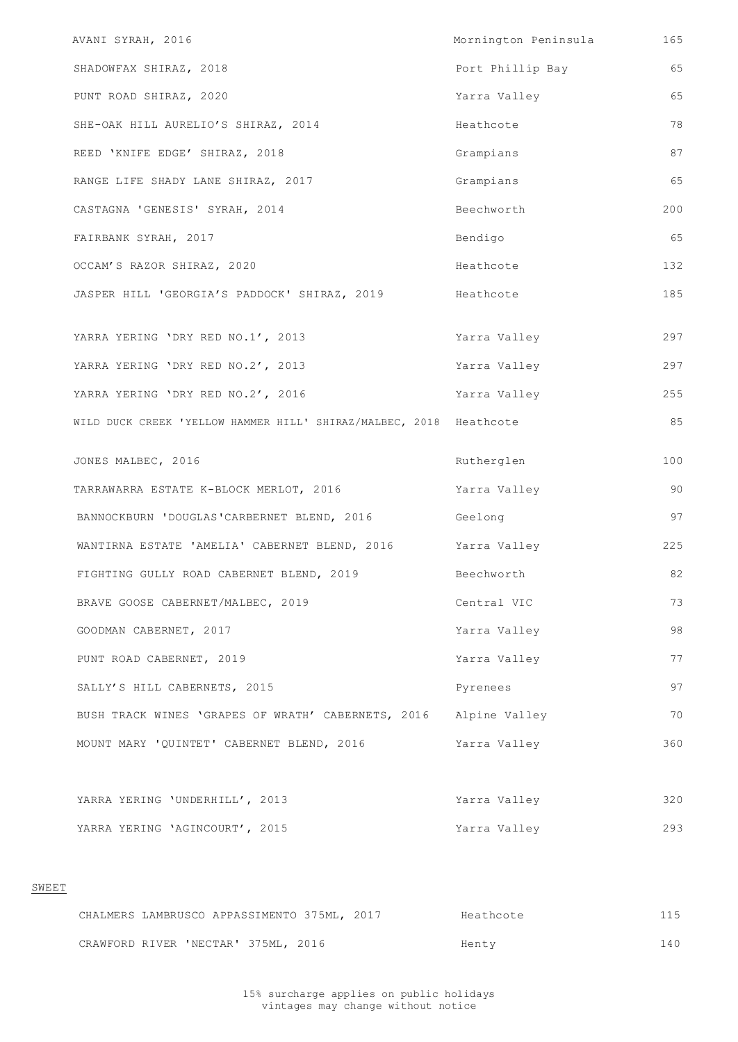| | | |
|---|---|---|
| AVANI SYRAH, 2016 | Mornington Peninsula | 165 |
| SHADOWFAX SHIRAZ, 2018 | Port Phillip Bay | 65 |
| PUNT ROAD SHIRAZ, 2020 | Yarra Valley | 65 |
| SHE-OAK HILL AURELIO'S SHIRAZ, 2014 | Heathcote | 78 |
| REED 'KNIFE EDGE' SHIRAZ, 2018 | Grampians | 87 |
| RANGE LIFE SHADY LANE SHIRAZ, 2017 | Grampians | 65 |
| CASTAGNA 'GENESIS' SYRAH, 2014 | Beechworth | 200 |
| FAIRBANK SYRAH, 2017 | Bendigo | 65 |
| OCCAM'S RAZOR SHIRAZ, 2020 | Heathcote | 132 |
| JASPER HILL 'GEORGIA'S PADDOCK' SHIRAZ, 2019 | Heathcote | 185 |

| | | |
|---|---|---|
| YARRA YERING 'DRY RED NO.1', 2013 | Yarra Valley | 297 |
| YARRA YERING 'DRY RED NO.2', 2013 | Yarra Valley | 297 |
| YARRA YERING 'DRY RED NO.2', 2016 | Yarra Valley | 255 |
| WILD DUCK CREEK 'YELLOW HAMMER HILL' SHIRAZ/MALBEC, 2018 | Heathcote | 85 |

| | | |
|---|---|---|
| JONES MALBEC, 2016 | Rutherglen | 100 |
| TARRAWARRA ESTATE K-BLOCK MERLOT, 2016 | Yarra Valley | 90 |
| BANNOCKBURN 'DOUGLAS'CARBERNET BLEND, 2016 | Geelong | 97 |
| WANTIRNA ESTATE 'AMELIA' CABERNET BLEND, 2016 | Yarra Valley | 225 |
| FIGHTING GULLY ROAD CABERNET BLEND, 2019 | Beechworth | 82 |
| BRAVE GOOSE CABERNET/MALBEC, 2019 | Central VIC | 73 |
| GOODMAN CABERNET, 2017 | Yarra Valley | 98 |
| PUNT ROAD CABERNET, 2019 | Yarra Valley | 77 |
| SALLY'S HILL CABERNETS, 2015 | Pyrenees | 97 |
| BUSH TRACK WINES 'GRAPES OF WRATH' CABERNETS, 2016 | Alpine Valley | 70 |
| MOUNT MARY 'QUINTET' CABERNET BLEND, 2016 | Yarra Valley | 360 |

| | | |
|---|---|---|
| YARRA YERING 'UNDERHILL', 2013 | Yarra Valley | 320 |
| YARRA YERING 'AGINCOURT', 2015 | Yarra Valley | 293 |

SWEET

| | | |
|---|---|---|
| CHALMERS LAMBRUSCO APPASSIMENTO 375ML, 2017 | Heathcote | 115 |
| CRAWFORD RIVER 'NECTAR' 375ML, 2016 | Henty | 140 |

15% surcharge applies on public holidays
vintages may change without notice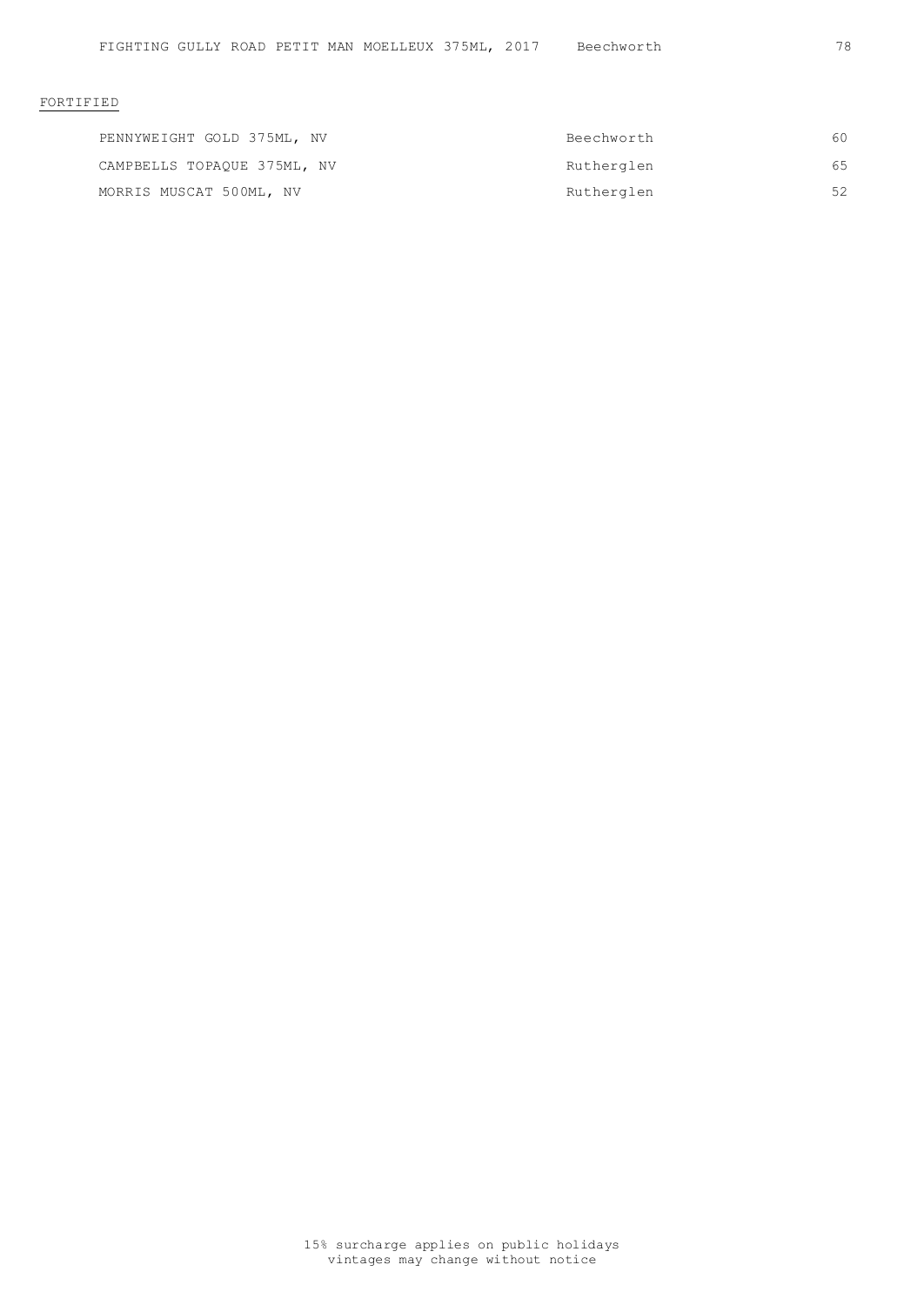| | | |
|---|---|---|
| FIGHTING GULLY ROAD PETIT MAN MOELLEUX 375ML, 2017 | Beechworth | 78 |

FORTIFIED

| | | |
|---|---|---|
| PENNYWEIGHT GOLD 375ML, NV | Beechworth | 60 |
| CAMPBELLS TOPAQUE 375ML, NV | Rutherglen | 65 |
| MORRIS MUSCAT 500ML, NV | Rutherglen | 52 |

15% surcharge applies on public holidays
vintages may change without notice